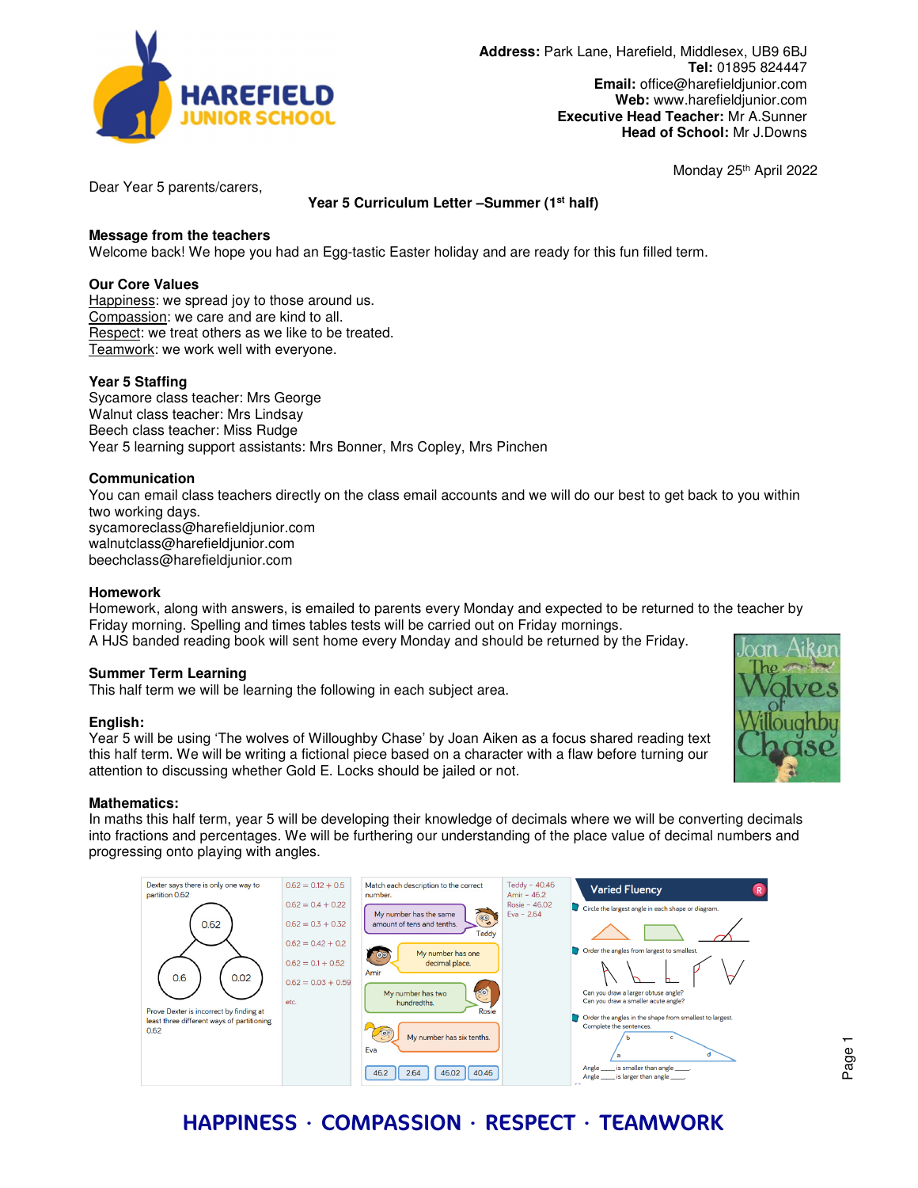**Address:** Park Lane, Harefield, Middlesex, UB9 6BJ
**Tel:** 01895 824447
**Email:** office@harefieldjunior.com
**Web:** www.harefieldjunior.com
**Executive Head Teacher:** Mr A.Sunner
**Head of School:** Mr J.Downs

Monday 25th April 2022

Dear Year 5 parents/carers,

**Year 5 Curriculum Letter –Summer (1st half)**

**Message from the teachers**
Welcome back! We hope you had an Egg-tastic Easter holiday and are ready for this fun filled term.

**Our Core Values**
Happiness: we spread joy to those around us.
Compassion: we care and are kind to all.
Respect: we treat others as we like to be treated.
Teamwork: we work well with everyone.

**Year 5 Staffing**
Sycamore class teacher: Mrs George
Walnut class teacher: Mrs Lindsay
Beech class teacher: Miss Rudge
Year 5 learning support assistants: Mrs Bonner, Mrs Copley, Mrs Pinchen

**Communication**
You can email class teachers directly on the class email accounts and we will do our best to get back to you within two working days.
sycamoreclass@harefieldjunior.com
walnutclass@harefieldjunior.com
beechclass@harefieldjunior.com

**Homework**
Homework, along with answers, is emailed to parents every Monday and expected to be returned to the teacher by Friday morning. Spelling and times tables tests will be carried out on Friday mornings.
A HJS banded reading book will sent home every Monday and should be returned by the Friday.

**Summer Term Learning**
This half term we will be learning the following in each subject area.

**English:**
Year 5 will be using 'The wolves of Willoughby Chase' by Joan Aiken as a focus shared reading text this half term. We will be writing a fictional piece based on a character with a flaw before turning our attention to discussing whether Gold E. Locks should be jailed or not.

**Mathematics:**
In maths this half term, year 5 will be developing their knowledge of decimals where we will be converting decimals into fractions and percentages. We will be furthering our understanding of the place value of decimal numbers and progressing onto playing with angles.

**HAPPINESS · COMPASSION · RESPECT · TEAMWORK**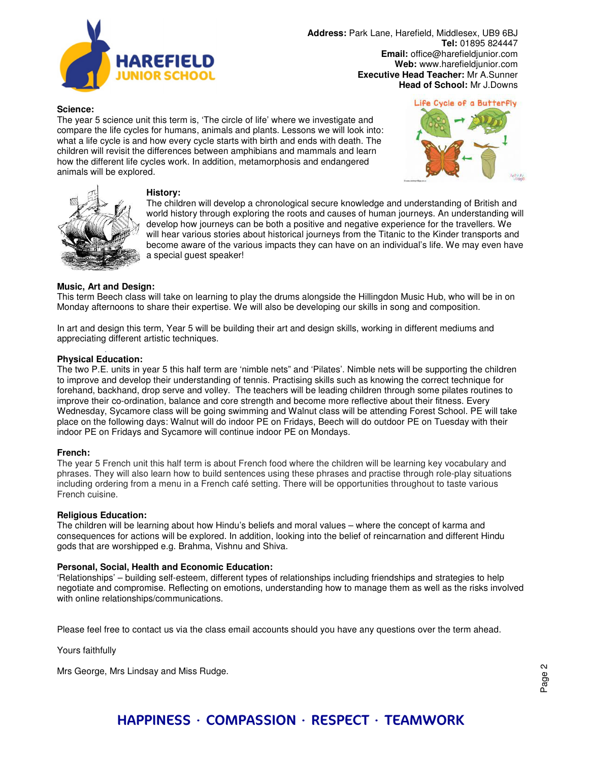**Address:** Park Lane, Harefield, Middlesex, UB9 6BJ
**Tel:** 01895 824447
**Email:** office@harefieldjunior.com
**Web:** www.harefieldjunior.com
**Executive Head Teacher:** Mr A.Sunner
**Head of School:** Mr J.Downs

**Science:**
The year 5 science unit this term is, 'The circle of life' where we investigate and compare the life cycles for humans, animals and plants. Lessons we will look into: what a life cycle is and how every cycle starts with birth and ends with death. The children will revisit the differences between amphibians and mammals and learn how the different life cycles work. In addition, metamorphosis and endangered animals will be explored.

**History:**
The children will develop a chronological secure knowledge and understanding of British and world history through exploring the roots and causes of human journeys. An understanding will develop how journeys can be both a positive and negative experience for the travellers. We will hear various stories about historical journeys from the Titanic to the Kinder transports and become aware of the various impacts they can have on an individual's life. We may even have a special guest speaker!

**Music, Art and Design:**
This term Beech class will take on learning to play the drums alongside the Hillingdon Music Hub, who will be in on Monday afternoons to share their expertise. We will also be developing our skills in song and composition.

In art and design this term, Year 5 will be building their art and design skills, working in different mediums and appreciating different artistic techniques.

**Physical Education:**
The two P.E. units in year 5 this half term are 'nimble nets" and 'Pilates'. Nimble nets will be supporting the children to improve and develop their understanding of tennis. Practising skills such as knowing the correct technique for forehand, backhand, drop serve and volley. The teachers will be leading children through some pilates routines to improve their co-ordination, balance and core strength and become more reflective about their fitness. Every Wednesday, Sycamore class will be going swimming and Walnut class will be attending Forest School. PE will take place on the following days: Walnut will do indoor PE on Fridays, Beech will do outdoor PE on Tuesday with their indoor PE on Fridays and Sycamore will continue indoor PE on Mondays.

**French:**
The year 5 French unit this half term is about French food where the children will be learning key vocabulary and phrases. They will also learn how to build sentences using these phrases and practise through role-play situations including ordering from a menu in a French café setting. There will be opportunities throughout to taste various French cuisine.

**Religious Education:**
The children will be learning about how Hindu's beliefs and moral values – where the concept of karma and consequences for actions will be explored. In addition, looking into the belief of reincarnation and different Hindu gods that are worshipped e.g. Brahma, Vishnu and Shiva.

**Personal, Social, Health and Economic Education:**
'Relationships' – building self-esteem, different types of relationships including friendships and strategies to help negotiate and compromise. Reflecting on emotions, understanding how to manage them as well as the risks involved with online relationships/communications.

Please feel free to contact us via the class email accounts should you have any questions over the term ahead.

Yours faithfully

Mrs George, Mrs Lindsay and Miss Rudge.

**HAPPINESS · COMPASSION · RESPECT · TEAMWORK**